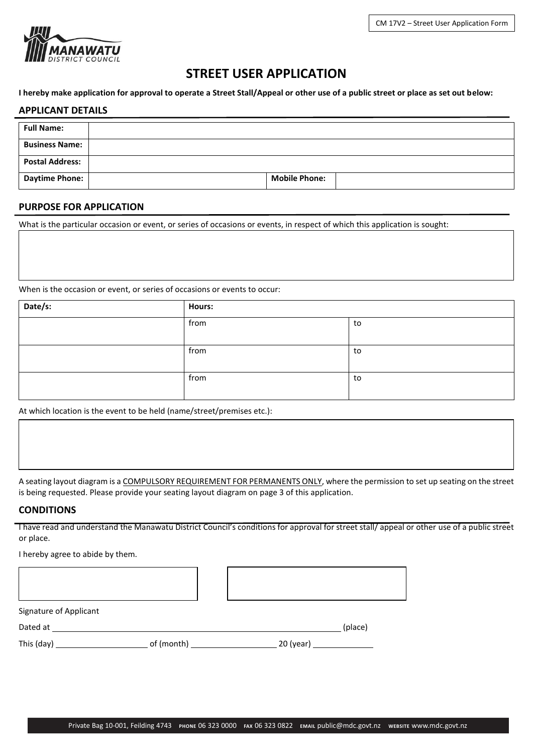CM 17V2 – Street User Application Form

MANAWATU DISTRICT COUNCIL

# STREET USER APPLICATION

**I hereby make application for approval to operate a Street Stall/Appeal or other use of a public street or place as set out below:**

## APPLICANT DETAILS

| **Full Name:** | | | |
|---|---|---|---|
| **Business Name:** | | | |
| **Postal Address:** | | | |
| **Daytime Phone:** | | **Mobile Phone:** | |

## PURPOSE FOR APPLICATION

What is the particular occasion or event, or series of occasions or events, in respect of which this application is sought:

When is the occasion or event, or series of occasions or events to occur:

| **Date/s:** | **Hours:** | |
|---|---|---|
| | from | to |
| | from | to |
| | from | to |

At which location is the event to be held (name/street/premises etc.):

A seating layout diagram is a <u>COMPULSORY REQUIREMENT FOR PERMANENTS ONLY</u>, where the permission to set up seating on the street is being requested. Please provide your seating layout diagram on page 3 of this application.

## CONDITIONS

I have read and understand the Manawatu District Council's conditions for approval for street stall/ appeal or other use of a public street or place.

I hereby agree to abide by them.

Signature of Applicant

Dated at \_\_\_\_\_\_\_\_\_\_\_\_\_\_\_\_\_\_\_\_\_\_\_\_\_\_\_\_\_\_ (place)

This (day) \_\_\_\_\_\_\_\_\_\_\_\_ of (month) \_\_\_\_\_\_\_\_\_\_\_\_ 20 (year) \_\_\_\_\_\_\_\_

Private Bag 10-001, Feilding 4743 PHONE 06 323 0000 FAX 06 323 0822 EMAIL public@mdc.govt.nz WEBSITE www.mdc.govt.nz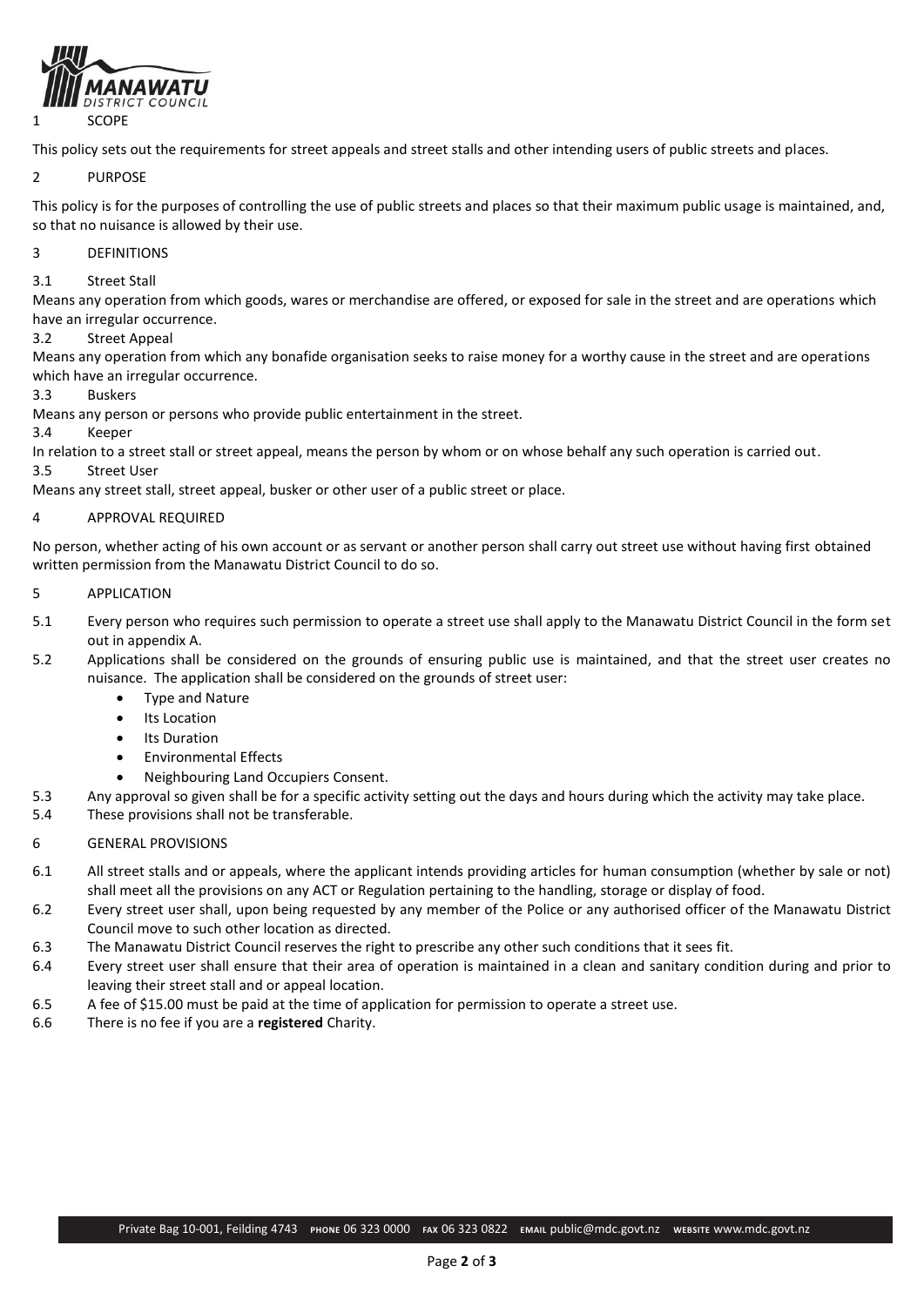## 1 SCOPE

This policy sets out the requirements for street appeals and street stalls and other intending users of public streets and places.

## 2 PURPOSE

This policy is for the purposes of controlling the use of public streets and places so that their maximum public usage is maintained, and, so that no nuisance is allowed by their use.

## 3 DEFINITIONS

### 3.1 Street Stall

Means any operation from which goods, wares or merchandise are offered, or exposed for sale in the street and are operations which have an irregular occurrence.

### 3.2 Street Appeal

Means any operation from which any bonafide organisation seeks to raise money for a worthy cause in the street and are operations which have an irregular occurrence.

### 3.3 Buskers

Means any person or persons who provide public entertainment in the street.

### 3.4 Keeper

In relation to a street stall or street appeal, means the person by whom or on whose behalf any such operation is carried out.

### 3.5 Street User

Means any street stall, street appeal, busker or other user of a public street or place.

## 4 APPROVAL REQUIRED

No person, whether acting of his own account or as servant or another person shall carry out street use without having first obtained written permission from the Manawatu District Council to do so.

## 5 APPLICATION

5.1 Every person who requires such permission to operate a street use shall apply to the Manawatu District Council in the form set out in appendix A.

5.2 Applications shall be considered on the grounds of ensuring public use is maintained, and that the street user creates no nuisance. The application shall be considered on the grounds of street user:

- Type and Nature
- Its Location
- Its Duration
- Environmental Effects
- Neighbouring Land Occupiers Consent.

5.3 Any approval so given shall be for a specific activity setting out the days and hours during which the activity may take place.

5.4 These provisions shall not be transferable.

## 6 GENERAL PROVISIONS

6.1 All street stalls and or appeals, where the applicant intends providing articles for human consumption (whether by sale or not) shall meet all the provisions on any ACT or Regulation pertaining to the handling, storage or display of food.

6.2 Every street user shall, upon being requested by any member of the Police or any authorised officer of the Manawatu District Council move to such other location as directed.

6.3 The Manawatu District Council reserves the right to prescribe any other such conditions that it sees fit.

6.4 Every street user shall ensure that their area of operation is maintained in a clean and sanitary condition during and prior to leaving their street stall and or appeal location.

6.5 A fee of $15.00 must be paid at the time of application for permission to operate a street use.

6.6 There is no fee if you are a **registered** Charity.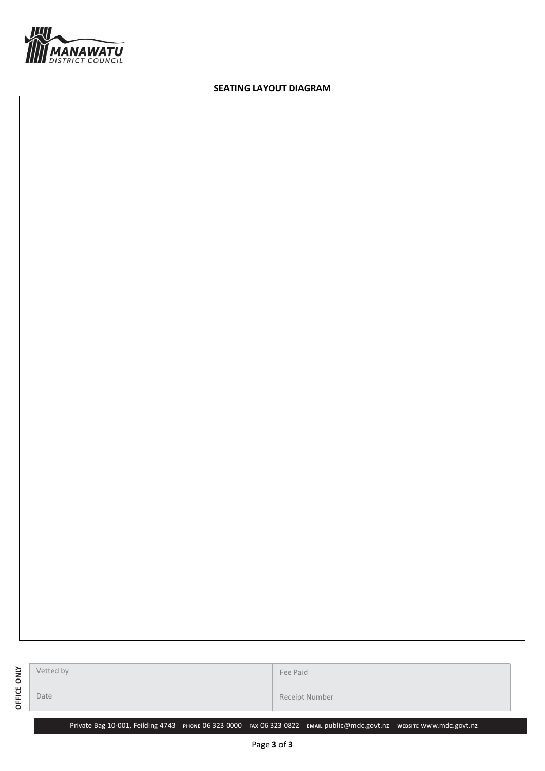## SEATING LAYOUT DIAGRAM

**OFFICE ONLY**

| | |
|---|---|
| Vetted by | Fee Paid |
| Date | Receipt Number |

Private Bag 10-001, Feilding 4743 PHONE 06 323 0000 FAX 06 323 0822 EMAIL public@mdc.govt.nz WEBSITE www.mdc.govt.nz